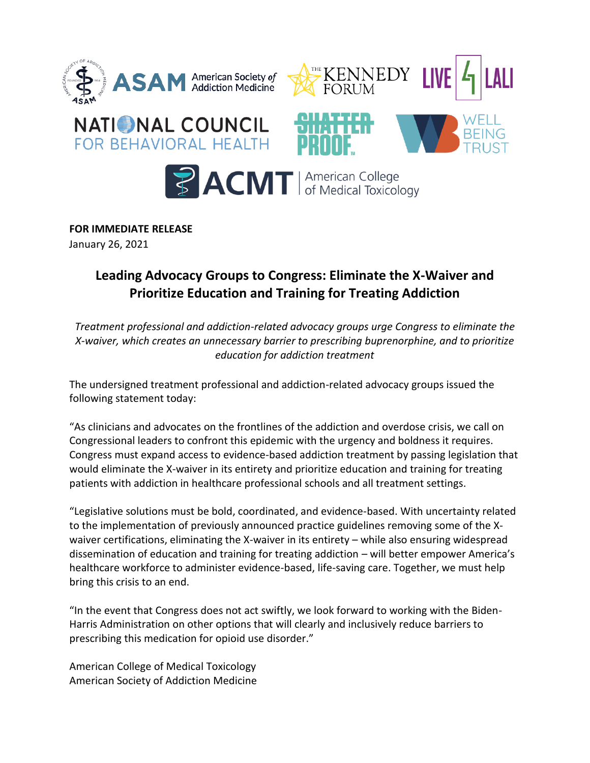**FOR IMMEDIATE RELEASE**
January 26, 2021

## Leading Advocacy Groups to Congress: Eliminate the X-Waiver and Prioritize Education and Training for Treating Addiction

*Treatment professional and addiction-related advocacy groups urge Congress to eliminate the X-waiver, which creates an unnecessary barrier to prescribing buprenorphine, and to prioritize education for addiction treatment*

The undersigned treatment professional and addiction-related advocacy groups issued the following statement today:

"As clinicians and advocates on the frontlines of the addiction and overdose crisis, we call on Congressional leaders to confront this epidemic with the urgency and boldness it requires. Congress must expand access to evidence-based addiction treatment by passing legislation that would eliminate the X-waiver in its entirety and prioritize education and training for treating patients with addiction in healthcare professional schools and all treatment settings.

"Legislative solutions must be bold, coordinated, and evidence-based. With uncertainty related to the implementation of previously announced practice guidelines removing some of the X-waiver certifications, eliminating the X-waiver in its entirety – while also ensuring widespread dissemination of education and training for treating addiction – will better empower America's healthcare workforce to administer evidence-based, life-saving care. Together, we must help bring this crisis to an end.

"In the event that Congress does not act swiftly, we look forward to working with the Biden-Harris Administration on other options that will clearly and inclusively reduce barriers to prescribing this medication for opioid use disorder."

American College of Medical Toxicology
American Society of Addiction Medicine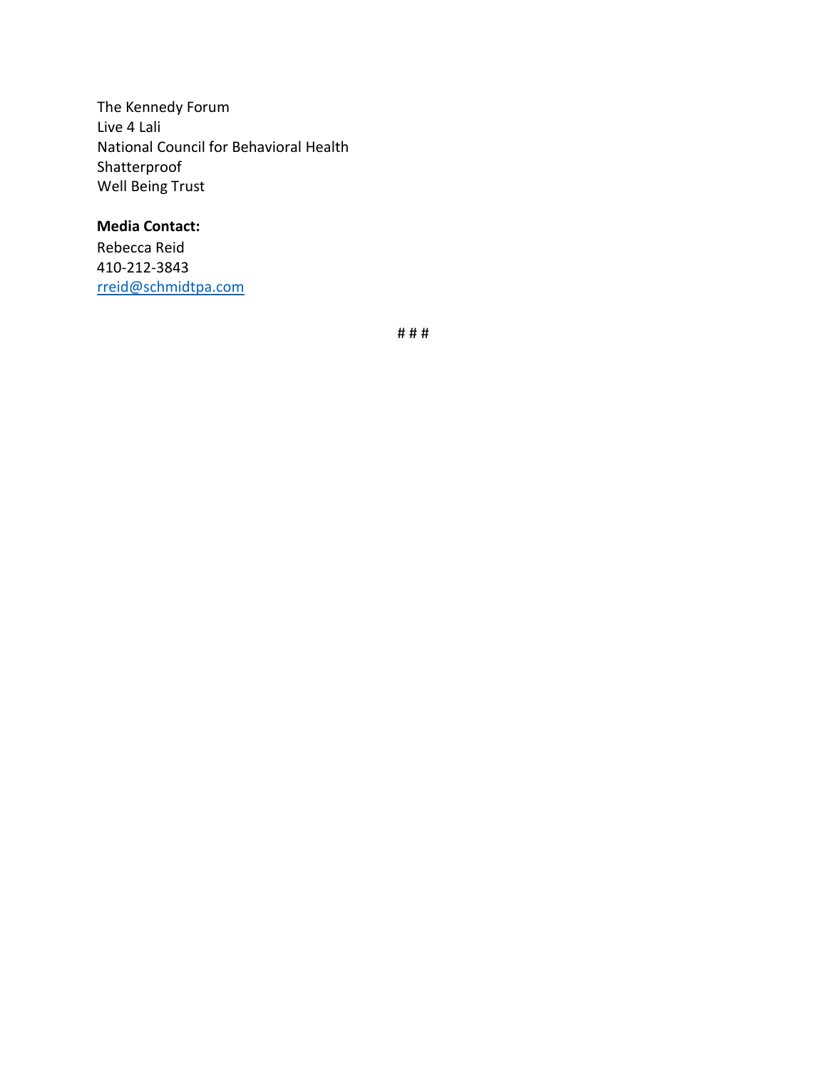The Kennedy Forum
Live 4 Lali
National Council for Behavioral Health
Shatterproof
Well Being Trust

**Media Contact:**
Rebecca Reid
410-212-3843
rreid@schmidtpa.com

# # #